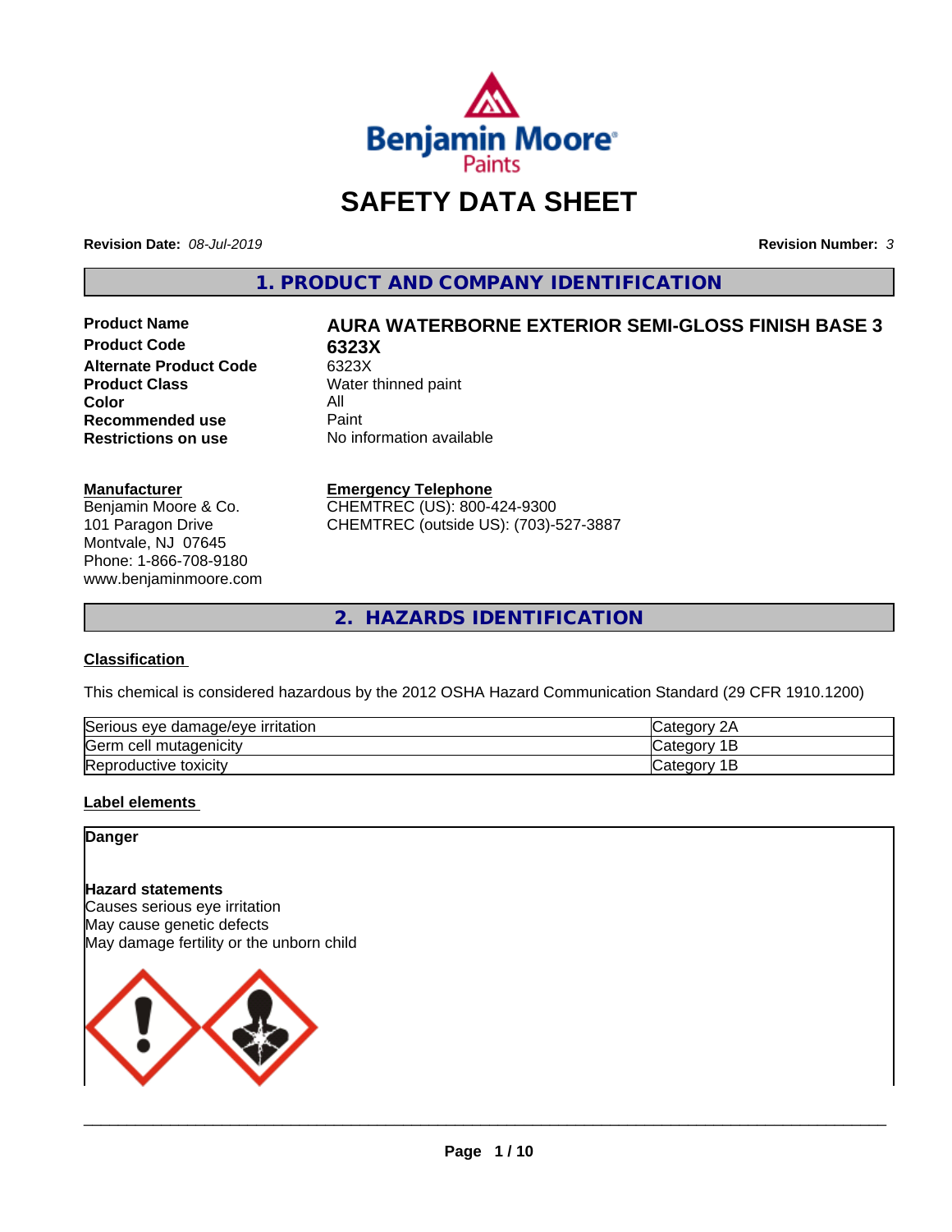# SAFETY DATA SHEET

**Revision Date:** *08-Jul-2019*

**Revision Number:** *3*

## 1. PRODUCT AND COMPANY IDENTIFICATION

| | |
|---|---|
| **Product Name** | **AURA WATERBORNE EXTERIOR SEMI-GLOSS FINISH BASE 3** |
| **Product Code** | **6323X** |
| **Alternate Product Code** | 6323X |
| **Product Class** | Water thinned paint |
| **Color** | All |
| **Recommended use** | Paint |
| **Restrictions on use** | No information available |

**Manufacturer**
Benjamin Moore & Co.
101 Paragon Drive
Montvale, NJ 07645
Phone: 1-866-708-9180
www.benjaminmoore.com

**Emergency Telephone**
CHEMTREC (US): 800-424-9300
CHEMTREC (outside US): (703)-527-3887

## 2. HAZARDS IDENTIFICATION

### Classification

This chemical is considered hazardous by the 2012 OSHA Hazard Communication Standard (29 CFR 1910.1200)

| | |
|---|---|
| Serious eye damage/eye irritation | Category 2A |
| Germ cell mutagenicity | Category 1B |
| Reproductive toxicity | Category 1B |

### Label elements

**Danger**

**Hazard statements**
Causes serious eye irritation
May cause genetic defects
May damage fertility or the unborn child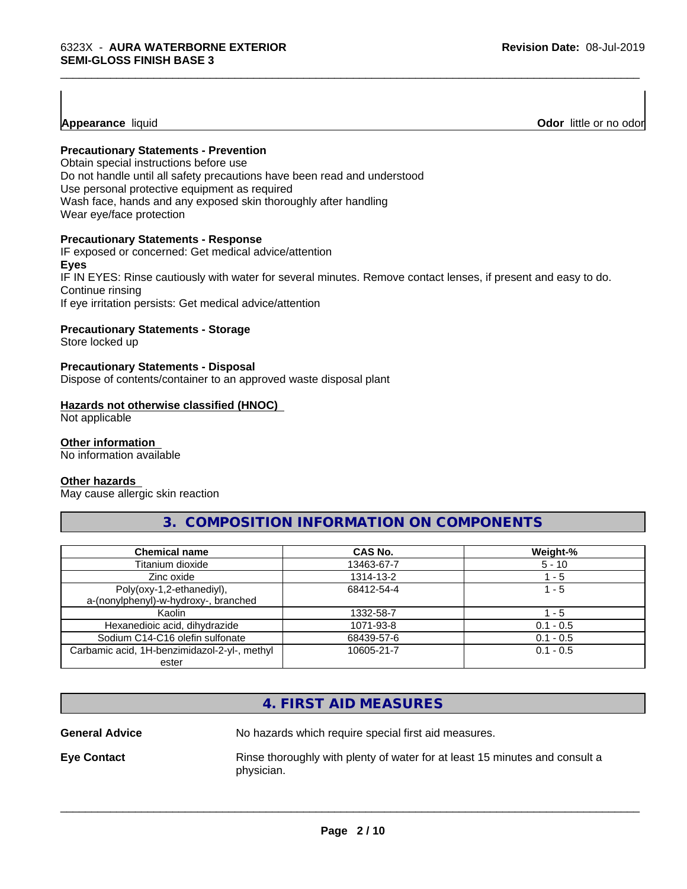**Appearance** liquid **Odor** little or no odor

**Precautionary Statements - Prevention**

Obtain special instructions before use
Do not handle until all safety precautions have been read and understood
Use personal protective equipment as required
Wash face, hands and any exposed skin thoroughly after handling
Wear eye/face protection

**Precautionary Statements - Response**

IF exposed or concerned: Get medical advice/attention

**Eyes**

IF IN EYES: Rinse cautiously with water for several minutes. Remove contact lenses, if present and easy to do. Continue rinsing
If eye irritation persists: Get medical advice/attention

**Precautionary Statements - Storage**

Store locked up

**Precautionary Statements - Disposal**

Dispose of contents/container to an approved waste disposal plant

**Hazards not otherwise classified (HNOC)**

Not applicable

**Other information**

No information available

**Other hazards**

May cause allergic skin reaction

## 3. COMPOSITION INFORMATION ON COMPONENTS

| Chemical name | CAS No. | Weight-% |
|---|---|---|
| Titanium dioxide | 13463-67-7 | 5 - 10 |
| Zinc oxide | 1314-13-2 | 1 - 5 |
| Poly(oxy-1,2-ethanediyl), a-(nonylphenyl)-w-hydroxy-, branched | 68412-54-4 | 1 - 5 |
| Kaolin | 1332-58-7 | 1 - 5 |
| Hexanedioic acid, dihydrazide | 1071-93-8 | 0.1 - 0.5 |
| Sodium C14-C16 olefin sulfonate | 68439-57-6 | 0.1 - 0.5 |
| Carbamic acid, 1H-benzimidazol-2-yl-, methyl ester | 10605-21-7 | 0.1 - 0.5 |

## 4. FIRST AID MEASURES

**General Advice** No hazards which require special first aid measures.

**Eye Contact** Rinse thoroughly with plenty of water for at least 15 minutes and consult a physician.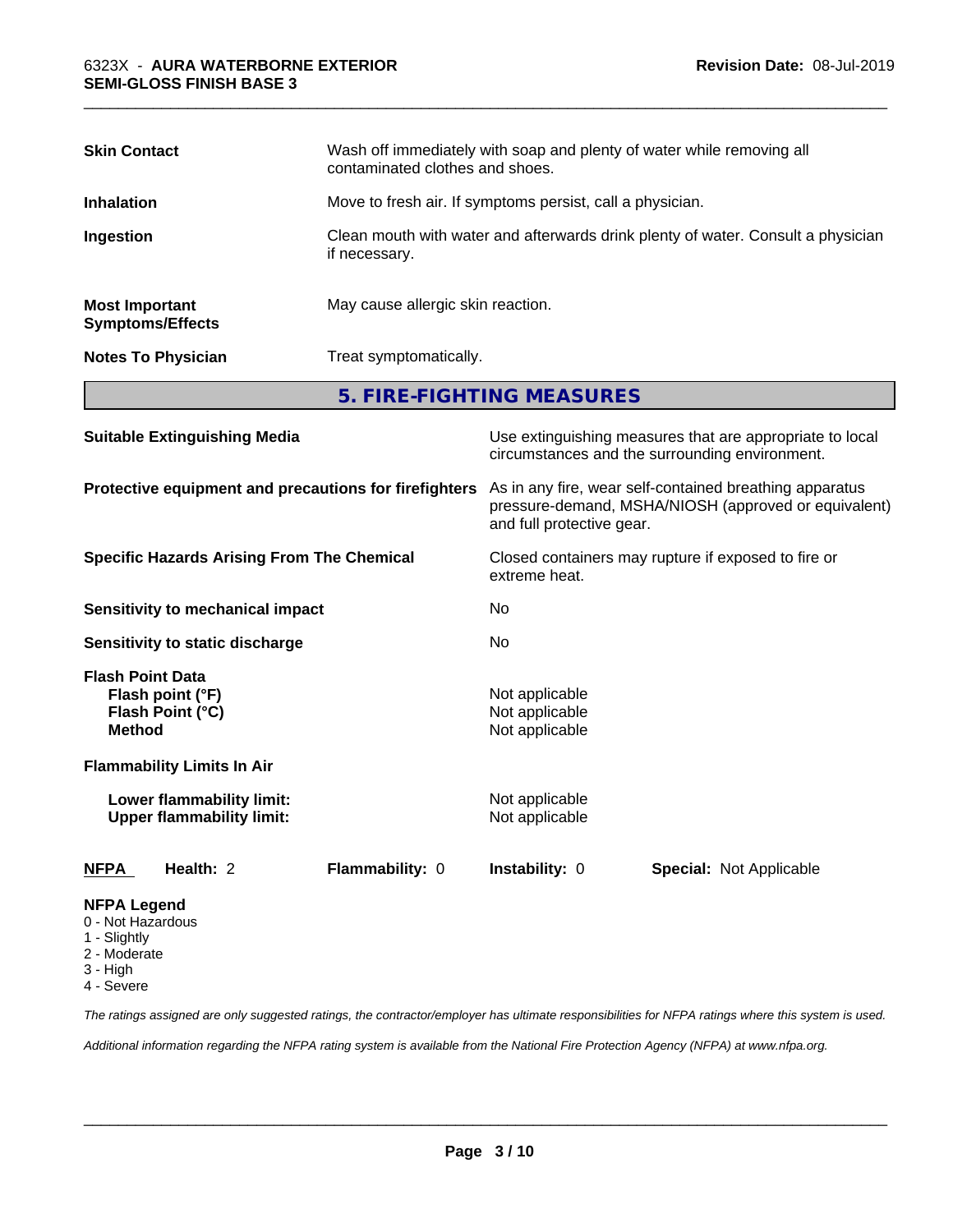| | |
|---|---|
| **Skin Contact** | Wash off immediately with soap and plenty of water while removing all contaminated clothes and shoes. |
| **Inhalation** | Move to fresh air. If symptoms persist, call a physician. |
| **Ingestion** | Clean mouth with water and afterwards drink plenty of water. Consult a physician if necessary. |
| **Most Important Symptoms/Effects** | May cause allergic skin reaction. |
| **Notes To Physician** | Treat symptomatically. |

## 5. FIRE-FIGHTING MEASURES

| | |
|---|---|
| **Suitable Extinguishing Media** | Use extinguishing measures that are appropriate to local circumstances and the surrounding environment. |
| **Protective equipment and precautions for firefighters** | As in any fire, wear self-contained breathing apparatus pressure-demand, MSHA/NIOSH (approved or equivalent) and full protective gear. |
| **Specific Hazards Arising From The Chemical** | Closed containers may rupture if exposed to fire or extreme heat. |
| **Sensitivity to mechanical impact** | No |
| **Sensitivity to static discharge** | No |

**Flash Point Data**

| | |
|---|---|
| **Flash point (°F)** | Not applicable |
| **Flash Point (°C)** | Not applicable |
| **Method** | Not applicable |

**Flammability Limits In Air**

| | |
|---|---|
| **Lower flammability limit:** | Not applicable |
| **Upper flammability limit:** | Not applicable |

| **NFPA** | **Health:** 2 | **Flammability:** 0 | **Instability:** 0 | **Special:** Not Applicable |
|---|---|---|---|---|

**NFPA Legend**
- 0 - Not Hazardous
- 1 - Slightly
- 2 - Moderate
- 3 - High
- 4 - Severe

*The ratings assigned are only suggested ratings, the contractor/employer has ultimate responsibilities for NFPA ratings where this system is used.*

*Additional information regarding the NFPA rating system is available from the National Fire Protection Agency (NFPA) at www.nfpa.org.*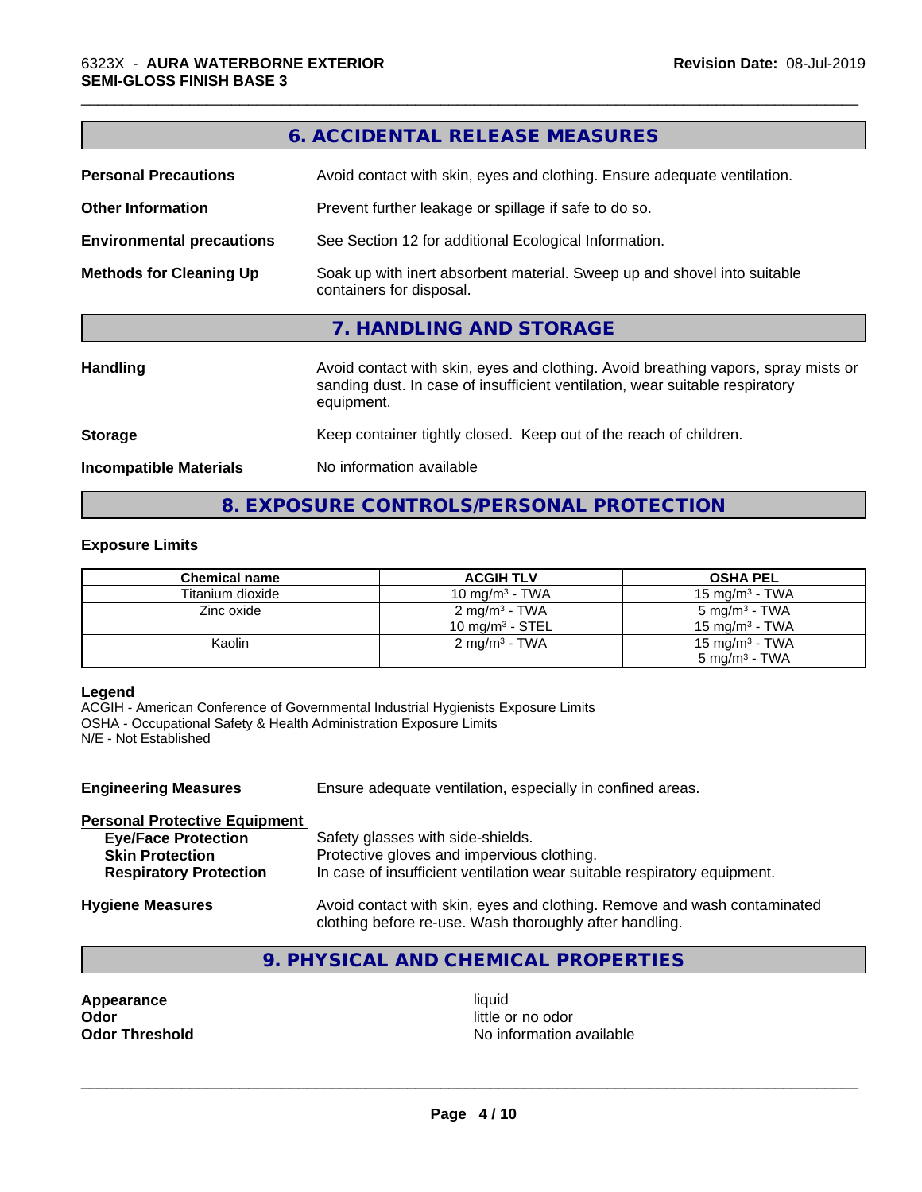## 6. ACCIDENTAL RELEASE MEASURES

**Personal Precautions** Avoid contact with skin, eyes and clothing. Ensure adequate ventilation.

**Other Information** Prevent further leakage or spillage if safe to do so.

**Environmental precautions** See Section 12 for additional Ecological Information.

**Methods for Cleaning Up** Soak up with inert absorbent material. Sweep up and shovel into suitable containers for disposal.

## 7. HANDLING AND STORAGE

**Handling** Avoid contact with skin, eyes and clothing. Avoid breathing vapors, spray mists or sanding dust. In case of insufficient ventilation, wear suitable respiratory equipment.

**Storage** Keep container tightly closed. Keep out of the reach of children.

**Incompatible Materials** No information available

## 8. EXPOSURE CONTROLS/PERSONAL PROTECTION

### Exposure Limits

| Chemical name | ACGIH TLV | OSHA PEL |
|---|---|---|
| Titanium dioxide | 10 mg/m³ - TWA | 15 mg/m³ - TWA |
| Zinc oxide | 2 mg/m³ - TWA<br>10 mg/m³ - STEL | 5 mg/m³ - TWA<br>15 mg/m³ - TWA |
| Kaolin | 2 mg/m³ - TWA | 15 mg/m³ - TWA<br>5 mg/m³ - TWA |

**Legend**
ACGIH - American Conference of Governmental Industrial Hygienists Exposure Limits
OSHA - Occupational Safety & Health Administration Exposure Limits
N/E - Not Established

**Engineering Measures** Ensure adequate ventilation, especially in confined areas.

**Personal Protective Equipment**

- **Eye/Face Protection** Safety glasses with side-shields.
- **Skin Protection** Protective gloves and impervious clothing.
- **Respiratory Protection** In case of insufficient ventilation wear suitable respiratory equipment.

**Hygiene Measures** Avoid contact with skin, eyes and clothing. Remove and wash contaminated clothing before re-use. Wash thoroughly after handling.

## 9. PHYSICAL AND CHEMICAL PROPERTIES

**Appearance** liquid
**Odor** little or no odor
**Odor Threshold** No information available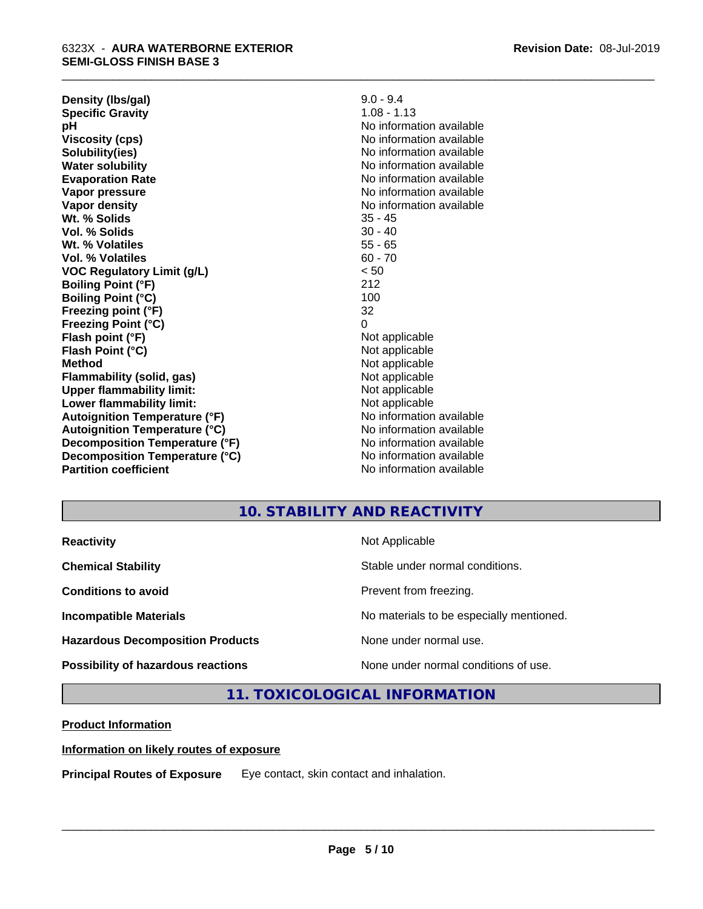| | |
|---|---|
| **Density (lbs/gal)** | 9.0 - 9.4 |
| **Specific Gravity** | 1.08 - 1.13 |
| **pH** | No information available |
| **Viscosity (cps)** | No information available |
| **Solubility(ies)** | No information available |
| **Water solubility** | No information available |
| **Evaporation Rate** | No information available |
| **Vapor pressure** | No information available |
| **Vapor density** | No information available |
| **Wt. % Solids** | 35 - 45 |
| **Vol. % Solids** | 30 - 40 |
| **Wt. % Volatiles** | 55 - 65 |
| **Vol. % Volatiles** | 60 - 70 |
| **VOC Regulatory Limit (g/L)** | < 50 |
| **Boiling Point (°F)** | 212 |
| **Boiling Point (°C)** | 100 |
| **Freezing point (°F)** | 32 |
| **Freezing Point (°C)** | 0 |
| **Flash point (°F)** | Not applicable |
| **Flash Point (°C)** | Not applicable |
| **Method** | Not applicable |
| **Flammability (solid, gas)** | Not applicable |
| **Upper flammability limit:** | Not applicable |
| **Lower flammability limit:** | Not applicable |
| **Autoignition Temperature (°F)** | No information available |
| **Autoignition Temperature (°C)** | No information available |
| **Decomposition Temperature (°F)** | No information available |
| **Decomposition Temperature (°C)** | No information available |
| **Partition coefficient** | No information available |

## 10. STABILITY AND REACTIVITY

| | |
|---|---|
| **Reactivity** | Not Applicable |
| **Chemical Stability** | Stable under normal conditions. |
| **Conditions to avoid** | Prevent from freezing. |
| **Incompatible Materials** | No materials to be especially mentioned. |
| **Hazardous Decomposition Products** | None under normal use. |
| **Possibility of hazardous reactions** | None under normal conditions of use. |

## 11. TOXICOLOGICAL INFORMATION

**Product Information**

**Information on likely routes of exposure**

**Principal Routes of Exposure** Eye contact, skin contact and inhalation.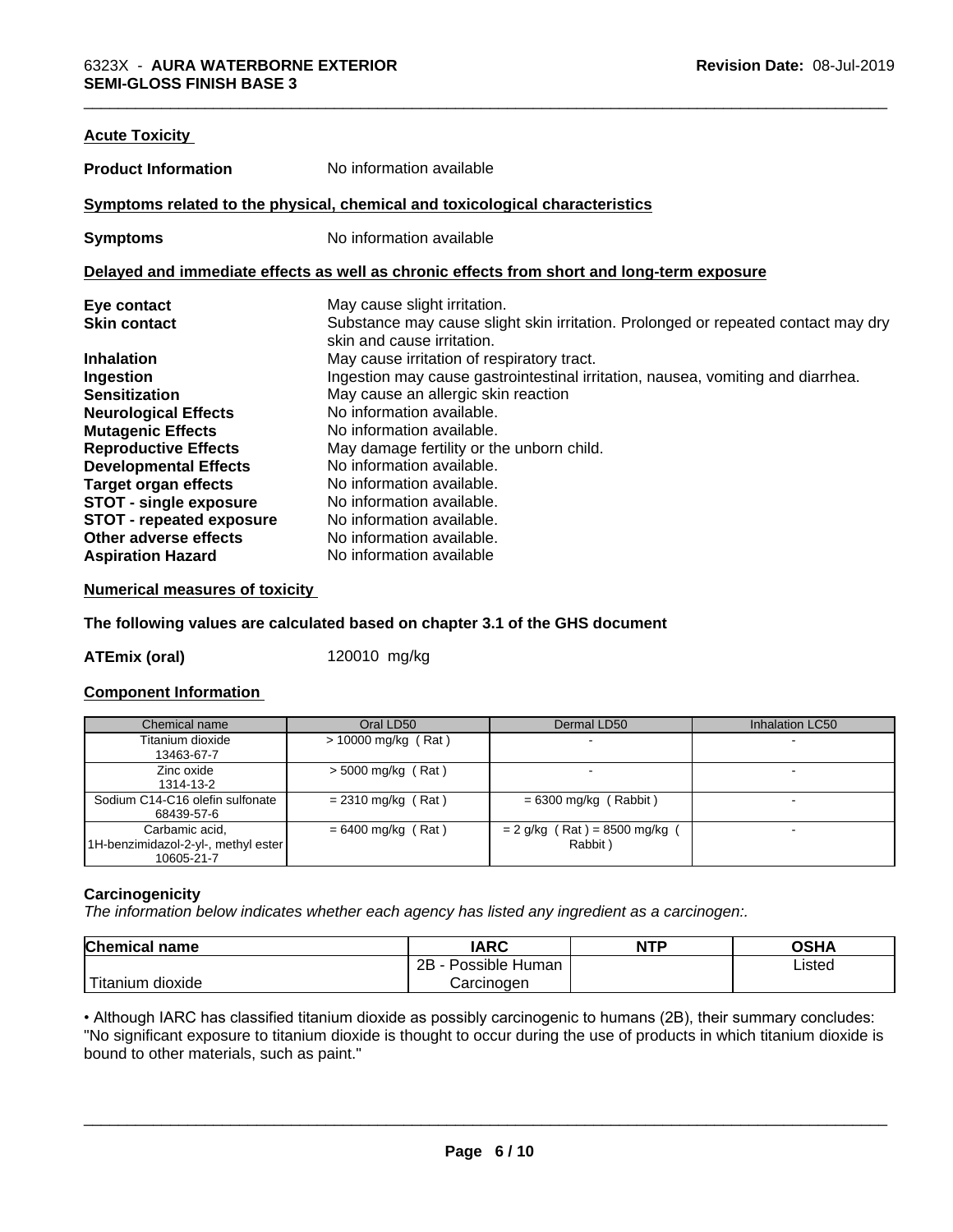### Acute Toxicity

**Product Information** No information available

#### Symptoms related to the physical, chemical and toxicological characteristics

**Symptoms** No information available

#### Delayed and immediate effects as well as chronic effects from short and long-term exposure

**Eye contact** May cause slight irritation.
**Skin contact** Substance may cause slight skin irritation. Prolonged or repeated contact may dry skin and cause irritation.
**Inhalation** May cause irritation of respiratory tract.
**Ingestion** Ingestion may cause gastrointestinal irritation, nausea, vomiting and diarrhea.
**Sensitization** May cause an allergic skin reaction
**Neurological Effects** No information available.
**Mutagenic Effects** No information available.
**Reproductive Effects** May damage fertility or the unborn child.
**Developmental Effects** No information available.
**Target organ effects** No information available.
**STOT - single exposure** No information available.
**STOT - repeated exposure** No information available.
**Other adverse effects** No information available.
**Aspiration Hazard** No information available

### Numerical measures of toxicity

**The following values are calculated based on chapter 3.1 of the GHS document**

**ATEmix (oral)** 120010 mg/kg

### Component Information

| Chemical name | Oral LD50 | Dermal LD50 | Inhalation LC50 |
|---|---|---|---|
| Titanium dioxide 13463-67-7 | > 10000 mg/kg ( Rat ) | - | - |
| Zinc oxide 1314-13-2 | > 5000 mg/kg ( Rat ) | - | - |
| Sodium C14-C16 olefin sulfonate 68439-57-6 | = 2310 mg/kg ( Rat ) | = 6300 mg/kg ( Rabbit ) | - |
| Carbamic acid, 1H-benzimidazol-2-yl-, methyl ester 10605-21-7 | = 6400 mg/kg ( Rat ) | = 2 g/kg ( Rat ) = 8500 mg/kg ( Rabbit ) | - |

### Carcinogenicity

*The information below indicates whether each agency has listed any ingredient as a carcinogen:.*

| Chemical name | IARC | NTP | OSHA |
|---|---|---|---|
| Titanium dioxide | 2B - Possible Human Carcinogen | | Listed |

• Although IARC has classified titanium dioxide as possibly carcinogenic to humans (2B), their summary concludes: "No significant exposure to titanium dioxide is thought to occur during the use of products in which titanium dioxide is bound to other materials, such as paint."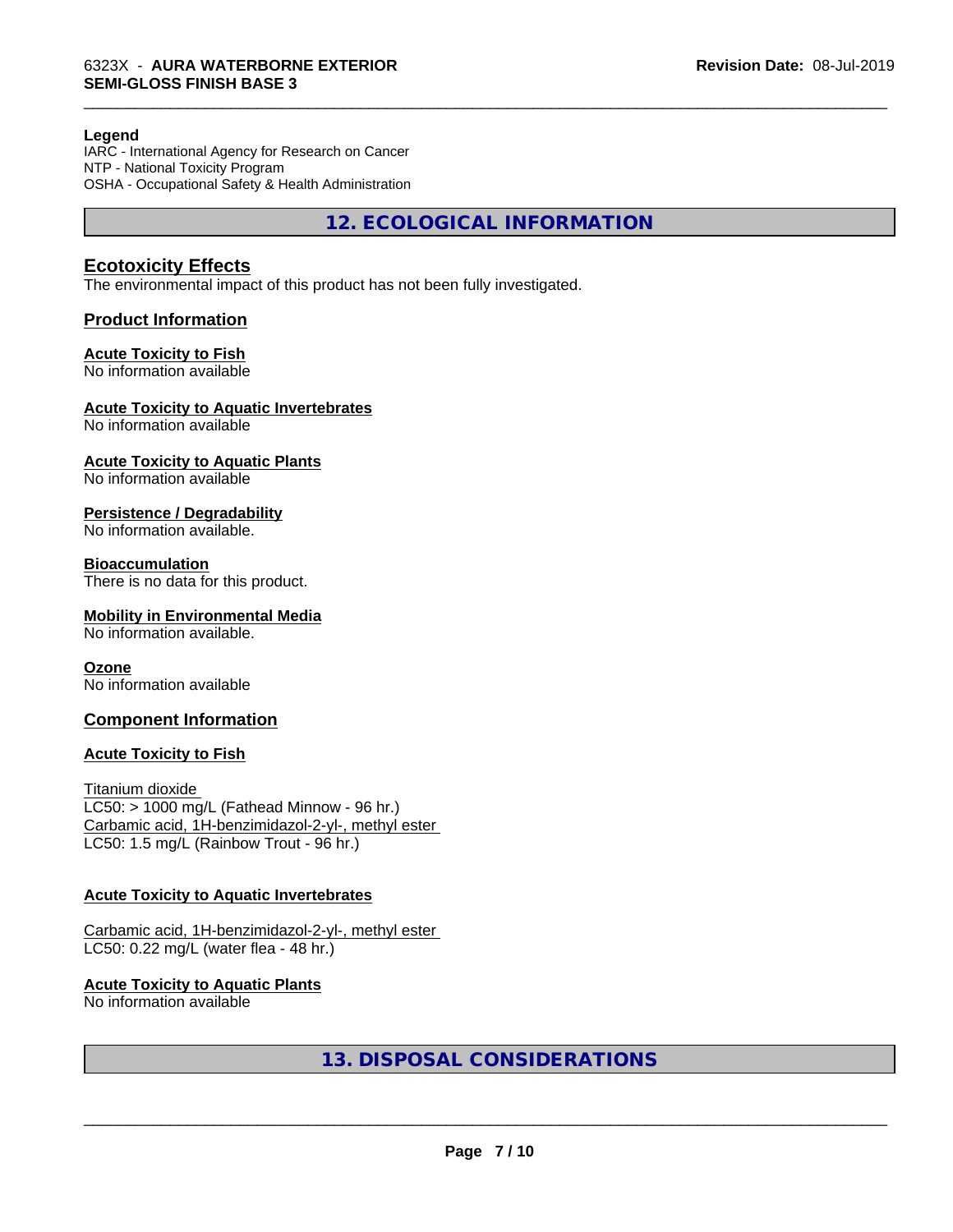**Legend**

IARC - International Agency for Research on Cancer
NTP - National Toxicity Program
OSHA - Occupational Safety & Health Administration

# 12. ECOLOGICAL INFORMATION

## Ecotoxicity Effects

The environmental impact of this product has not been fully investigated.

### Product Information

**Acute Toxicity to Fish**
No information available

**Acute Toxicity to Aquatic Invertebrates**
No information available

**Acute Toxicity to Aquatic Plants**
No information available

**Persistence / Degradability**
No information available.

**Bioaccumulation**
There is no data for this product.

**Mobility in Environmental Media**
No information available.

**Ozone**
No information available

### Component Information

**Acute Toxicity to Fish**

Titanium dioxide
LC50: > 1000 mg/L (Fathead Minnow - 96 hr.)
Carbamic acid, 1H-benzimidazol-2-yl-, methyl ester
LC50: 1.5 mg/L (Rainbow Trout - 96 hr.)

**Acute Toxicity to Aquatic Invertebrates**

Carbamic acid, 1H-benzimidazol-2-yl-, methyl ester
LC50: 0.22 mg/L (water flea - 48 hr.)

**Acute Toxicity to Aquatic Plants**
No information available

# 13. DISPOSAL CONSIDERATIONS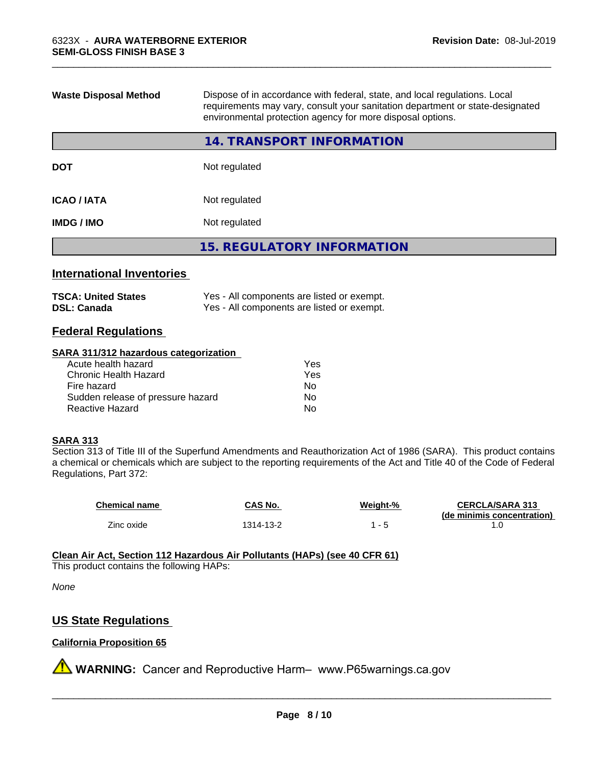| | |
|---|---|
| **Waste Disposal Method** | Dispose of in accordance with federal, state, and local regulations. Local requirements may vary, consult your sanitation department or state-designated environmental protection agency for more disposal options. |

## 14. TRANSPORT INFORMATION

| | |
|---|---|
| **DOT** | Not regulated |
| **ICAO / IATA** | Not regulated |
| **IMDG / IMO** | Not regulated |

## 15. REGULATORY INFORMATION

### International Inventories

| | |
|---|---|
| **TSCA: United States** | Yes - All components are listed or exempt. |
| **DSL: Canada** | Yes - All components are listed or exempt. |

### Federal Regulations

**SARA 311/312 hazardous categorization**

| | |
|---|---|
| Acute health hazard | Yes |
| Chronic Health Hazard | Yes |
| Fire hazard | No |
| Sudden release of pressure hazard | No |
| Reactive Hazard | No |

**SARA 313**

Section 313 of Title III of the Superfund Amendments and Reauthorization Act of 1986 (SARA). This product contains a chemical or chemicals which are subject to the reporting requirements of the Act and Title 40 of the Code of Federal Regulations, Part 372:

| Chemical name | CAS No. | Weight-% | CERCLA/SARA 313 (de minimis concentration) |
|---|---|---|---|
| Zinc oxide | 1314-13-2 | 1 - 5 | 1.0 |

**Clean Air Act, Section 112 Hazardous Air Pollutants (HAPs) (see 40 CFR 61)**

This product contains the following HAPs:

*None*

### US State Regulations

**California Proposition 65**

⚠ **WARNING:** Cancer and Reproductive Harm– www.P65warnings.ca.gov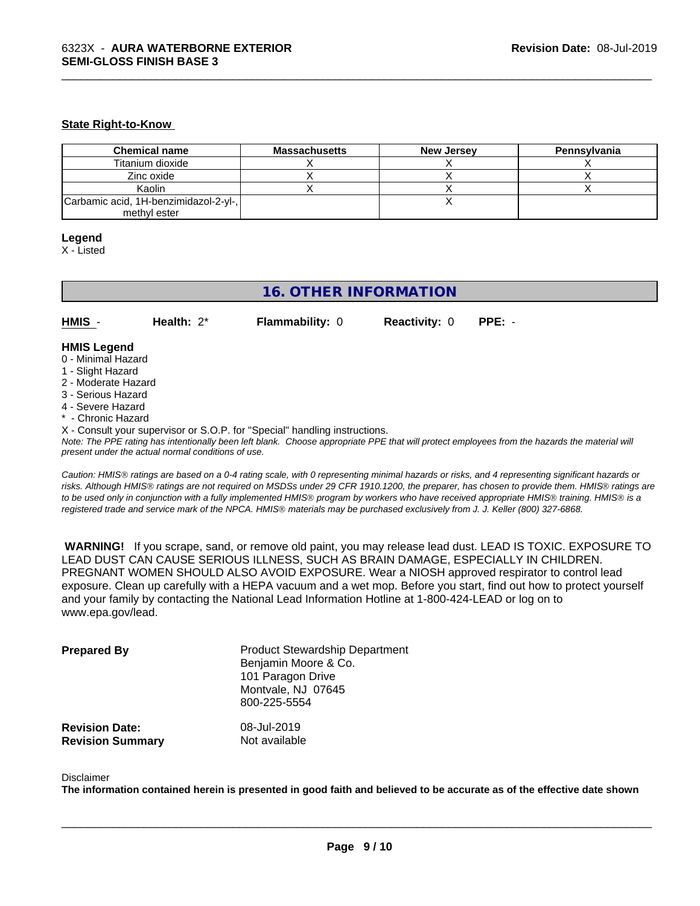### State Right-to-Know

| Chemical name | Massachusetts | New Jersey | Pennsylvania |
|---|---|---|---|
| Titanium dioxide | X | X | X |
| Zinc oxide | X | X | X |
| Kaolin | X | X | X |
| Carbamic acid, 1H-benzimidazol-2-yl-, methyl ester | | X | |

**Legend**

X - Listed

## 16. OTHER INFORMATION

| **HMIS** - | **Health:** 2* | **Flammability:** 0 | **Reactivity:** 0 | **PPE:** - |
|---|---|---|---|---|

**HMIS Legend**

0 - Minimal Hazard
1 - Slight Hazard
2 - Moderate Hazard
3 - Serious Hazard
4 - Severe Hazard
* - Chronic Hazard
X - Consult your supervisor or S.O.P. for "Special" handling instructions.

*Note: The PPE rating has intentionally been left blank. Choose appropriate PPE that will protect employees from the hazards the material will present under the actual normal conditions of use.*

*Caution: HMIS® ratings are based on a 0-4 rating scale, with 0 representing minimal hazards or risks, and 4 representing significant hazards or risks. Although HMIS® ratings are not required on MSDSs under 29 CFR 1910.1200, the preparer, has chosen to provide them. HMIS® ratings are to be used only in conjunction with a fully implemented HMIS® program by workers who have received appropriate HMIS® training. HMIS® is a registered trade and service mark of the NPCA. HMIS® materials may be purchased exclusively from J. J. Keller (800) 327-6868.*

**WARNING!** If you scrape, sand, or remove old paint, you may release lead dust. LEAD IS TOXIC. EXPOSURE TO LEAD DUST CAN CAUSE SERIOUS ILLNESS, SUCH AS BRAIN DAMAGE, ESPECIALLY IN CHILDREN. PREGNANT WOMEN SHOULD ALSO AVOID EXPOSURE. Wear a NIOSH approved respirator to control lead exposure. Clean up carefully with a HEPA vacuum and a wet mop. Before you start, find out how to protect yourself and your family by contacting the National Lead Information Hotline at 1-800-424-LEAD or log on to www.epa.gov/lead.

**Prepared By**
Product Stewardship Department
Benjamin Moore & Co.
101 Paragon Drive
Montvale, NJ 07645
800-225-5554

**Revision Date:** 08-Jul-2019
**Revision Summary** Not available

Disclaimer

**The information contained herein is presented in good faith and believed to be accurate as of the effective date shown**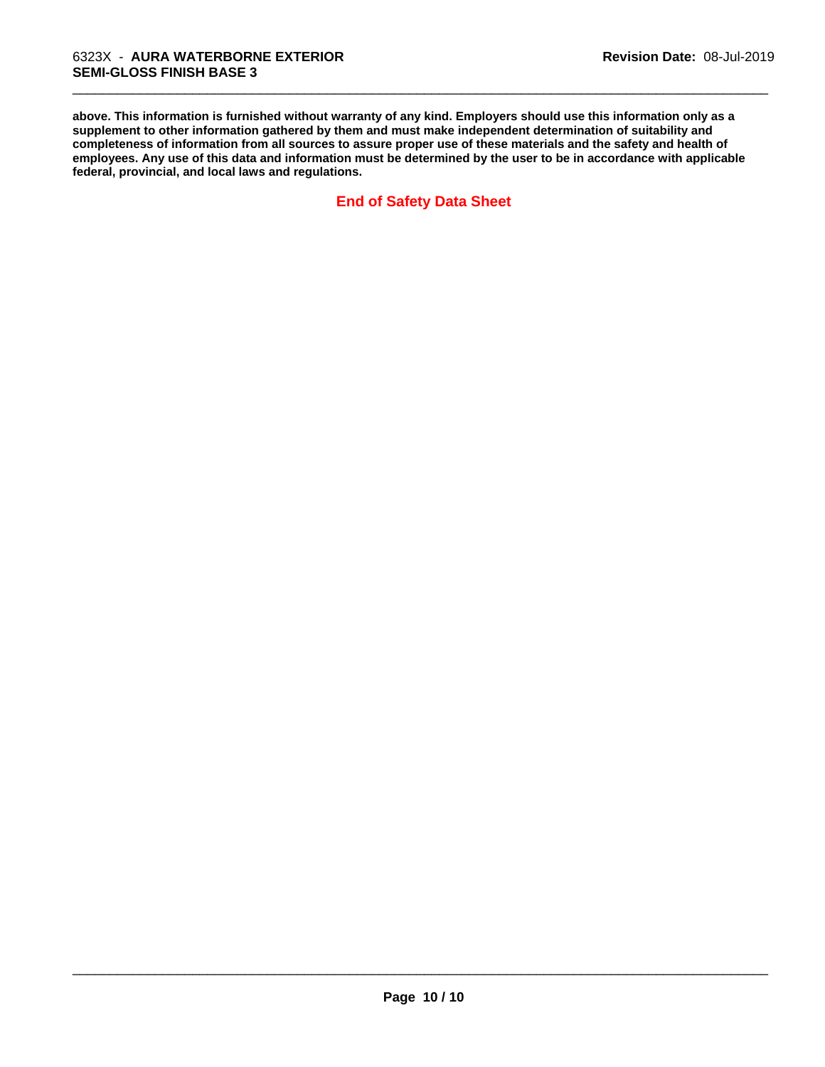**above. This information is furnished without warranty of any kind. Employers should use this information only as a supplement to other information gathered by them and must make independent determination of suitability and completeness of information from all sources to assure proper use of these materials and the safety and health of employees. Any use of this data and information must be determined by the user to be in accordance with applicable federal, provincial, and local laws and regulations.**

**End of Safety Data Sheet**